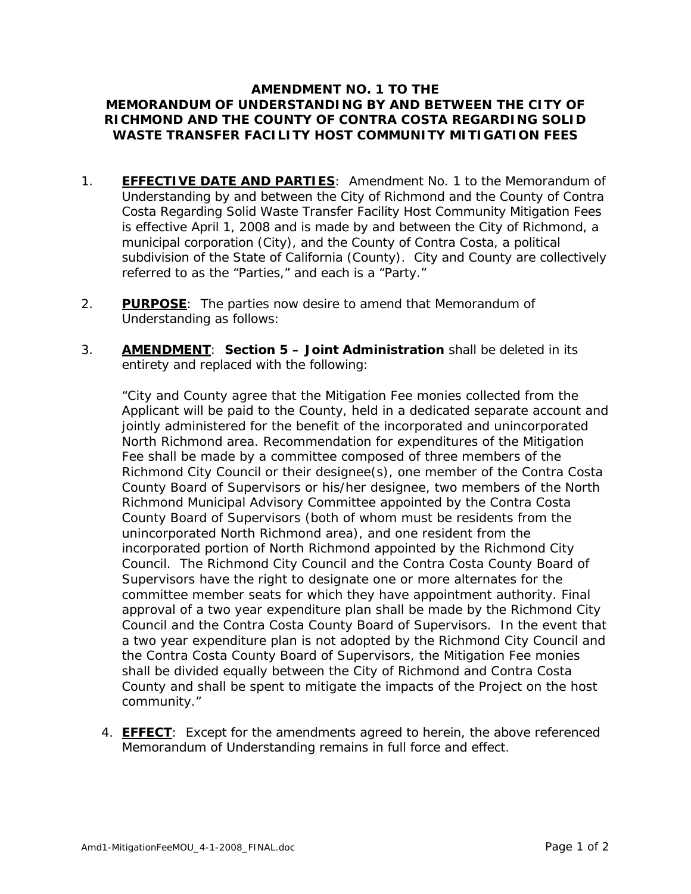# AMENDMENT NO. 1 TO THE MEMORANDUM OF UNDERSTANDING BY AND BETWEEN THE CITY OF RICHMOND AND THE COUNTY OF CONTRA COSTA REGARDING SOLID WASTE TRANSFER FACILITY HOST COMMUNITY MITIGATION FEES

1. **EFFECTIVE DATE AND PARTIES**: Amendment No. 1 to the Memorandum of Understanding by and between the City of Richmond and the County of Contra Costa Regarding Solid Waste Transfer Facility Host Community Mitigation Fees is effective April 1, 2008 and is made by and between the City of Richmond, a municipal corporation (City), and the County of Contra Costa, a political subdivision of the State of California (County). City and County are collectively referred to as the "Parties," and each is a "Party."

2. **PURPOSE**: The parties now desire to amend that Memorandum of Understanding as follows:

3. **AMENDMENT**: **Section 5 – Joint Administration** shall be deleted in its entirety and replaced with the following:

   "City and County agree that the Mitigation Fee monies collected from the Applicant will be paid to the County, held in a dedicated separate account and jointly administered for the benefit of the incorporated and unincorporated North Richmond area. Recommendation for expenditures of the Mitigation Fee shall be made by a committee composed of three members of the Richmond City Council or their designee(s), one member of the Contra Costa County Board of Supervisors or his/her designee, two members of the North Richmond Municipal Advisory Committee appointed by the Contra Costa County Board of Supervisors (both of whom must be residents from the unincorporated North Richmond area), and one resident from the incorporated portion of North Richmond appointed by the Richmond City Council. The Richmond City Council and the Contra Costa County Board of Supervisors have the right to designate one or more alternates for the committee member seats for which they have appointment authority. Final approval of a two year expenditure plan shall be made by the Richmond City Council and the Contra Costa County Board of Supervisors. In the event that a two year expenditure plan is not adopted by the Richmond City Council and the Contra Costa County Board of Supervisors, the Mitigation Fee monies shall be divided equally between the City of Richmond and Contra Costa County and shall be spent to mitigate the impacts of the Project on the host community."

4. **EFFECT**: Except for the amendments agreed to herein, the above referenced Memorandum of Understanding remains in full force and effect.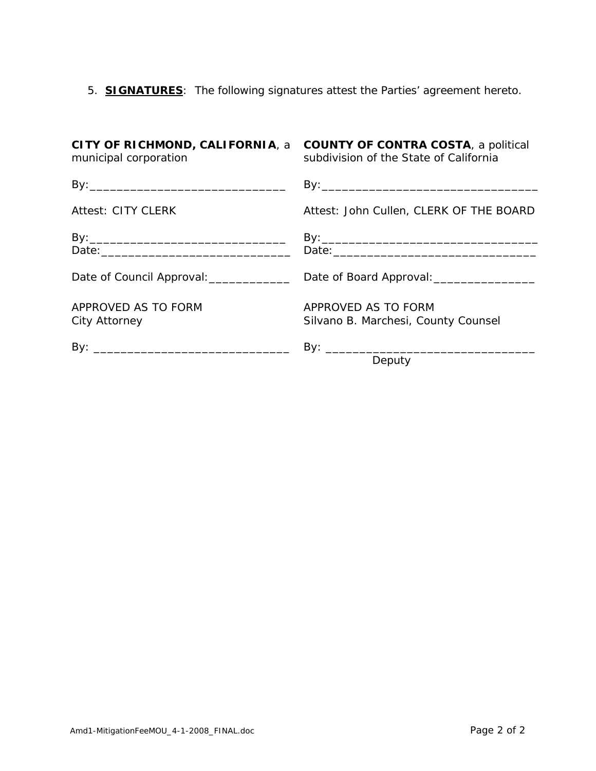5. **SIGNATURES**: The following signatures attest the Parties' agreement hereto.

| | |
|---|---|
| **CITY OF RICHMOND, CALIFORNIA**, a municipal corporation | **COUNTY OF CONTRA COSTA**, a political subdivision of the State of California |
| By:_____________________________ | By:_______________________________ |
| Attest: CITY CLERK | Attest: John Cullen, CLERK OF THE BOARD |
| By:_____________________________<br>Date:___________________________ | By:_______________________________<br>Date:_____________________________ |
| Date of Council Approval:___________ | Date of Board Approval:______________ |
| APPROVED AS TO FORM<br>City Attorney | APPROVED AS TO FORM<br>Silvano B. Marchesi, County Counsel |
| By: ____________________________ | By: ______________________________<br>Deputy |

Amd1-MitigationFeeMOU_4-1-2008_FINAL.doc